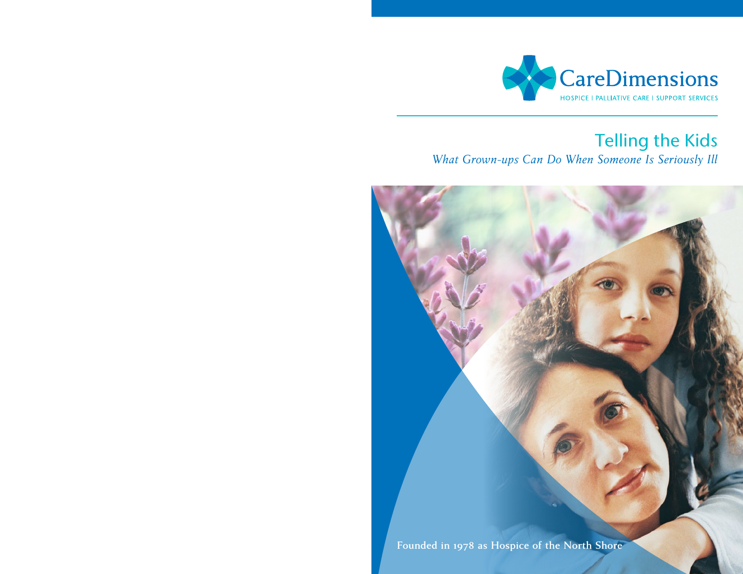CareDimensions

HOSPICE | PALLIATIVE CARE | SUPPORT SERVICES

# Telling the Kids

*What Grown-ups Can Do When Someone Is Seriously Ill*

**Founded in 1978 as Hospice of the North Shore**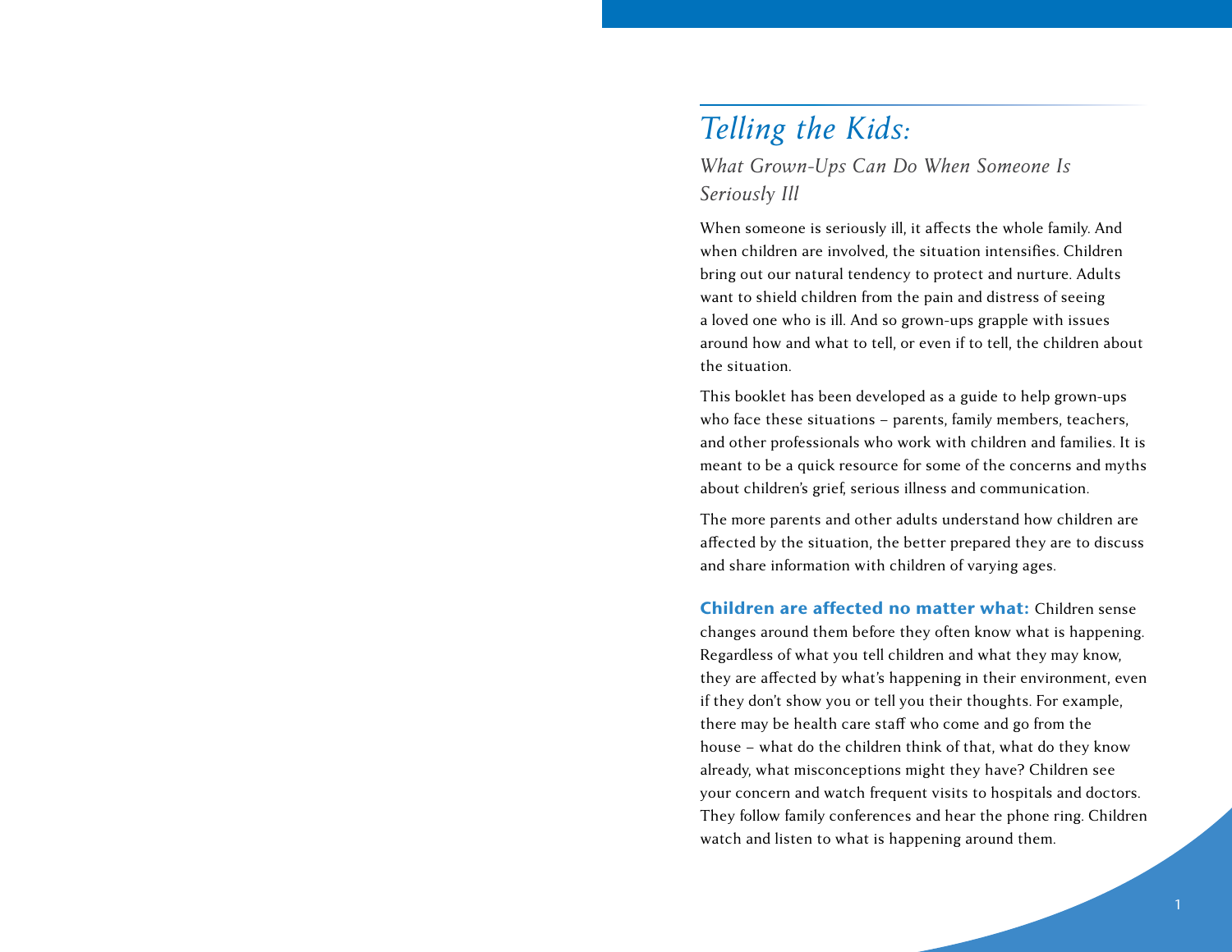# *Telling the Kids:*

## *What Grown-Ups Can Do When Someone Is Seriously Ill*

When someone is seriously ill, it affects the whole family. And when children are involved, the situation intensifies. Children bring out our natural tendency to protect and nurture. Adults want to shield children from the pain and distress of seeing a loved one who is ill. And so grown-ups grapple with issues around how and what to tell, or even if to tell, the children about the situation.

This booklet has been developed as a guide to help grown-ups who face these situations – parents, family members, teachers, and other professionals who work with children and families. It is meant to be a quick resource for some of the concerns and myths about children's grief, serious illness and communication.

The more parents and other adults understand how children are affected by the situation, the better prepared they are to discuss and share information with children of varying ages.

**Children are affected no matter what:** Children sense changes around them before they often know what is happening. Regardless of what you tell children and what they may know, they are affected by what's happening in their environment, even if they don't show you or tell you their thoughts. For example, there may be health care staff who come and go from the house – what do the children think of that, what do they know already, what misconceptions might they have? Children see your concern and watch frequent visits to hospitals and doctors. They follow family conferences and hear the phone ring. Children watch and listen to what is happening around them.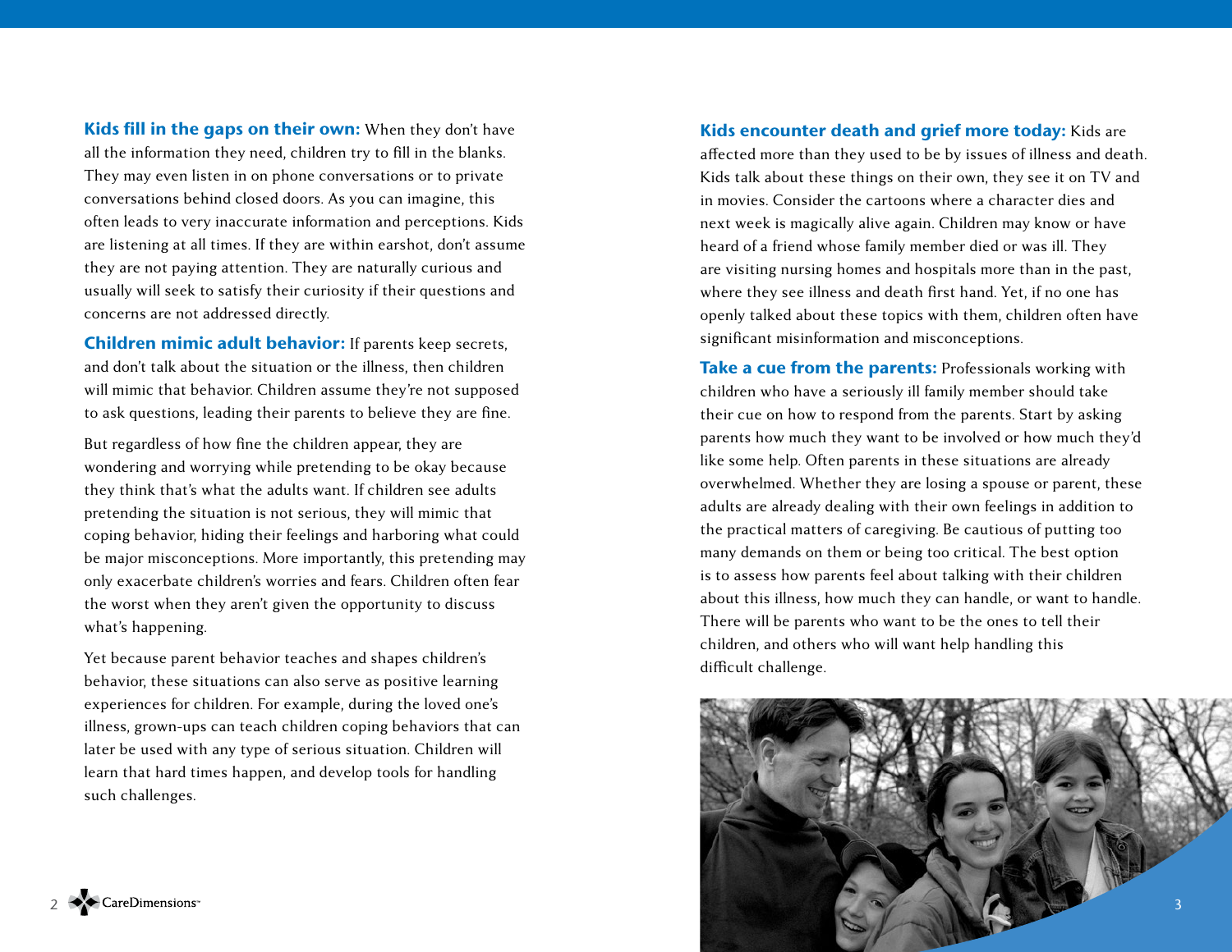**Kids fill in the gaps on their own:** When they don't have all the information they need, children try to fill in the blanks. They may even listen in on phone conversations or to private conversations behind closed doors. As you can imagine, this often leads to very inaccurate information and perceptions. Kids are listening at all times. If they are within earshot, don't assume they are not paying attention. They are naturally curious and usually will seek to satisfy their curiosity if their questions and concerns are not addressed directly.

**Children mimic adult behavior:** If parents keep secrets, and don't talk about the situation or the illness, then children will mimic that behavior. Children assume they're not supposed to ask questions, leading their parents to believe they are fine.

But regardless of how fine the children appear, they are wondering and worrying while pretending to be okay because they think that's what the adults want. If children see adults pretending the situation is not serious, they will mimic that coping behavior, hiding their feelings and harboring what could be major misconceptions. More importantly, this pretending may only exacerbate children's worries and fears. Children often fear the worst when they aren't given the opportunity to discuss what's happening.

Yet because parent behavior teaches and shapes children's behavior, these situations can also serve as positive learning experiences for children. For example, during the loved one's illness, grown-ups can teach children coping behaviors that can later be used with any type of serious situation. Children will learn that hard times happen, and develop tools for handling such challenges.

**Kids encounter death and grief more today:** Kids are affected more than they used to be by issues of illness and death. Kids talk about these things on their own, they see it on TV and in movies. Consider the cartoons where a character dies and next week is magically alive again. Children may know or have heard of a friend whose family member died or was ill. They are visiting nursing homes and hospitals more than in the past, where they see illness and death first hand. Yet, if no one has openly talked about these topics with them, children often have significant misinformation and misconceptions.

**Take a cue from the parents:** Professionals working with children who have a seriously ill family member should take their cue on how to respond from the parents. Start by asking parents how much they want to be involved or how much they'd like some help. Often parents in these situations are already overwhelmed. Whether they are losing a spouse or parent, these adults are already dealing with their own feelings in addition to the practical matters of caregiving. Be cautious of putting too many demands on them or being too critical. The best option is to assess how parents feel about talking with their children about this illness, how much they can handle, or want to handle. There will be parents who want to be the ones to tell their children, and others who will want help handling this difficult challenge.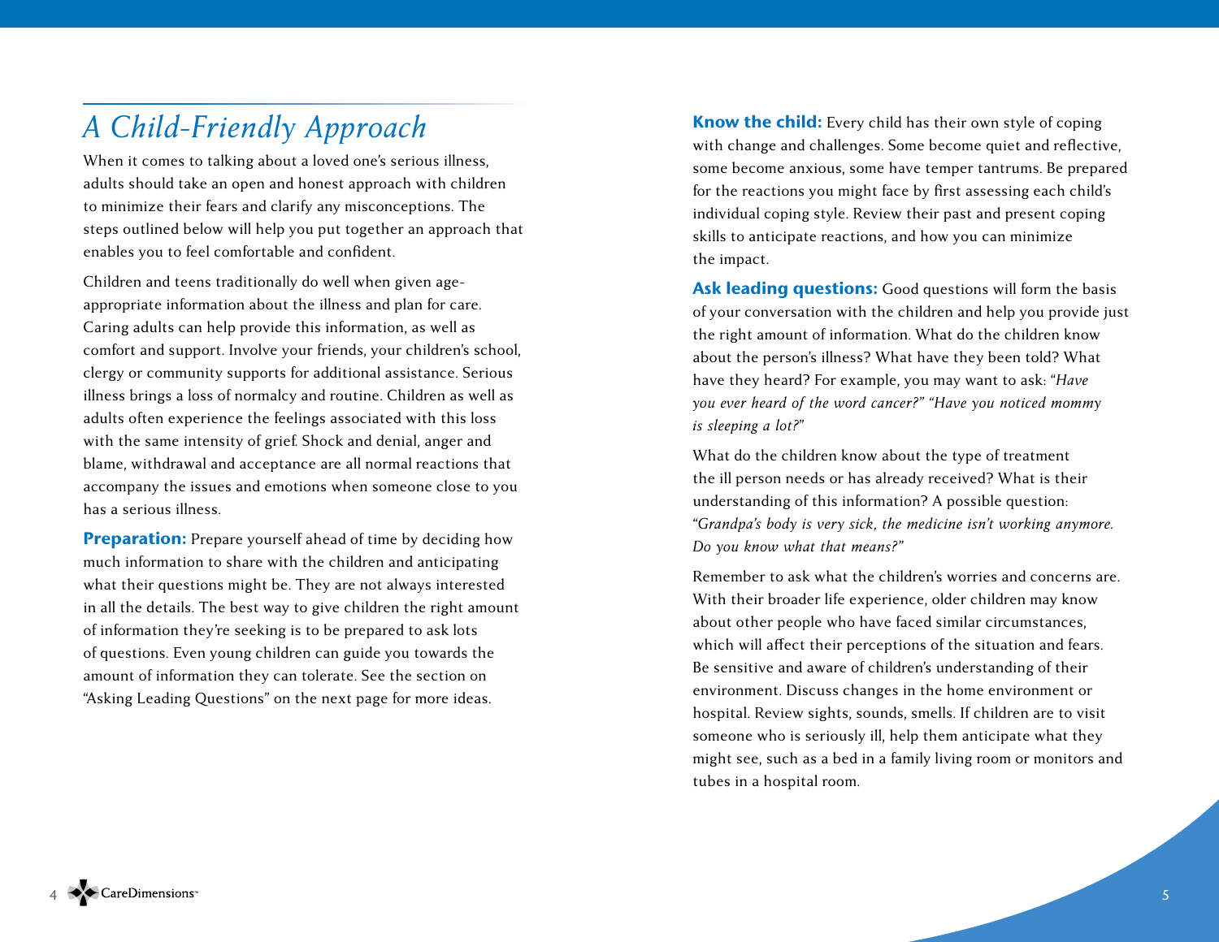# A Child-Friendly Approach

When it comes to talking about a loved one's serious illness, adults should take an open and honest approach with children to minimize their fears and clarify any misconceptions. The steps outlined below will help you put together an approach that enables you to feel comfortable and confident.

Children and teens traditionally do well when given age-appropriate information about the illness and plan for care. Caring adults can help provide this information, as well as comfort and support. Involve your friends, your children's school, clergy or community supports for additional assistance. Serious illness brings a loss of normalcy and routine. Children as well as adults often experience the feelings associated with this loss with the same intensity of grief. Shock and denial, anger and blame, withdrawal and acceptance are all normal reactions that accompany the issues and emotions when someone close to you has a serious illness.

**Preparation:** Prepare yourself ahead of time by deciding how much information to share with the children and anticipating what their questions might be. They are not always interested in all the details. The best way to give children the right amount of information they're seeking is to be prepared to ask lots of questions. Even young children can guide you towards the amount of information they can tolerate. See the section on "Asking Leading Questions" on the next page for more ideas.

**Know the child:** Every child has their own style of coping with change and challenges. Some become quiet and reflective, some become anxious, some have temper tantrums. Be prepared for the reactions you might face by first assessing each child's individual coping style. Review their past and present coping skills to anticipate reactions, and how you can minimize the impact.

**Ask leading questions:** Good questions will form the basis of your conversation with the children and help you provide just the right amount of information. What do the children know about the person's illness? What have they been told? What have they heard? For example, you may want to ask: *"Have you ever heard of the word cancer?" "Have you noticed mommy is sleeping a lot?"*

What do the children know about the type of treatment the ill person needs or has already received? What is their understanding of this information? A possible question: *"Grandpa's body is very sick, the medicine isn't working anymore. Do you know what that means?"*

Remember to ask what the children's worries and concerns are. With their broader life experience, older children may know about other people who have faced similar circumstances, which will affect their perceptions of the situation and fears. Be sensitive and aware of children's understanding of their environment. Discuss changes in the home environment or hospital. Review sights, sounds, smells. If children are to visit someone who is seriously ill, help them anticipate what they might see, such as a bed in a family living room or monitors and tubes in a hospital room.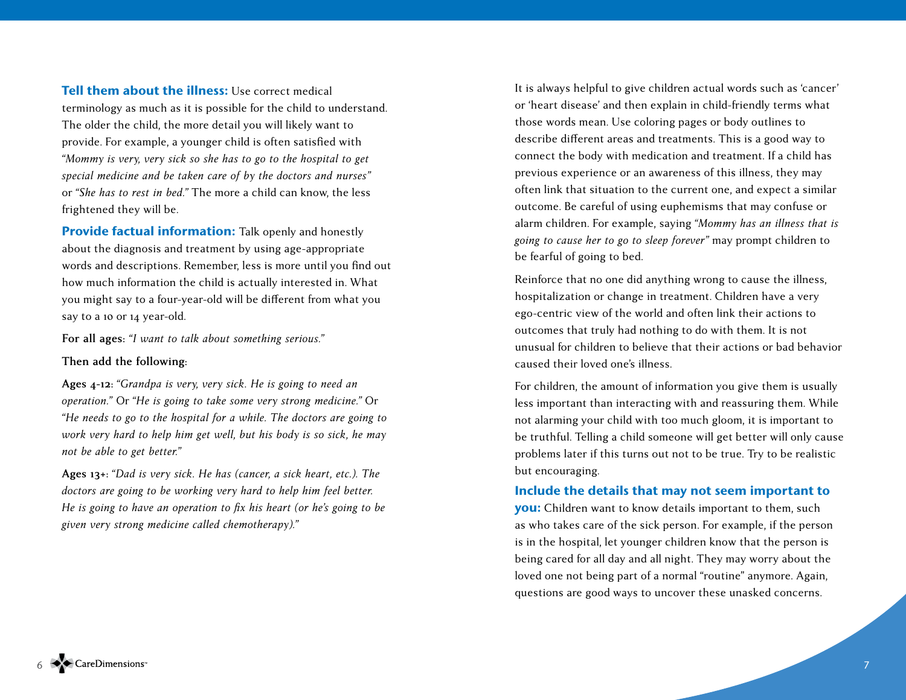**Tell them about the illness:** Use correct medical terminology as much as it is possible for the child to understand. The older the child, the more detail you will likely want to provide. For example, a younger child is often satisfied with *"Mommy is very, very sick so she has to go to the hospital to get special medicine and be taken care of by the doctors and nurses"* or *"She has to rest in bed."* The more a child can know, the less frightened they will be.

**Provide factual information:** Talk openly and honestly about the diagnosis and treatment by using age-appropriate words and descriptions. Remember, less is more until you find out how much information the child is actually interested in. What you might say to a four-year-old will be different from what you say to a 10 or 14 year-old.

**For all ages:** *"I want to talk about something serious."*

**Then add the following:**

**Ages 4-12:** *"Grandpa is very, very sick. He is going to need an operation."* Or *"He is going to take some very strong medicine."* Or *"He needs to go to the hospital for a while. The doctors are going to work very hard to help him get well, but his body is so sick, he may not be able to get better."*

**Ages 13+:** *"Dad is very sick. He has (cancer, a sick heart, etc.). The doctors are going to be working very hard to help him feel better. He is going to have an operation to fix his heart (or he's going to be given very strong medicine called chemotherapy)."*

It is always helpful to give children actual words such as 'cancer' or 'heart disease' and then explain in child-friendly terms what those words mean. Use coloring pages or body outlines to describe different areas and treatments. This is a good way to connect the body with medication and treatment. If a child has previous experience or an awareness of this illness, they may often link that situation to the current one, and expect a similar outcome. Be careful of using euphemisms that may confuse or alarm children. For example, saying *"Mommy has an illness that is going to cause her to go to sleep forever"* may prompt children to be fearful of going to bed.

Reinforce that no one did anything wrong to cause the illness, hospitalization or change in treatment. Children have a very ego-centric view of the world and often link their actions to outcomes that truly had nothing to do with them. It is not unusual for children to believe that their actions or bad behavior caused their loved one's illness.

For children, the amount of information you give them is usually less important than interacting with and reassuring them. While not alarming your child with too much gloom, it is important to be truthful. Telling a child someone will get better will only cause problems later if this turns out not to be true. Try to be realistic but encouraging.

**Include the details that may not seem important to you:** Children want to know details important to them, such as who takes care of the sick person. For example, if the person is in the hospital, let younger children know that the person is being cared for all day and all night. They may worry about the loved one not being part of a normal "routine" anymore. Again, questions are good ways to uncover these unasked concerns.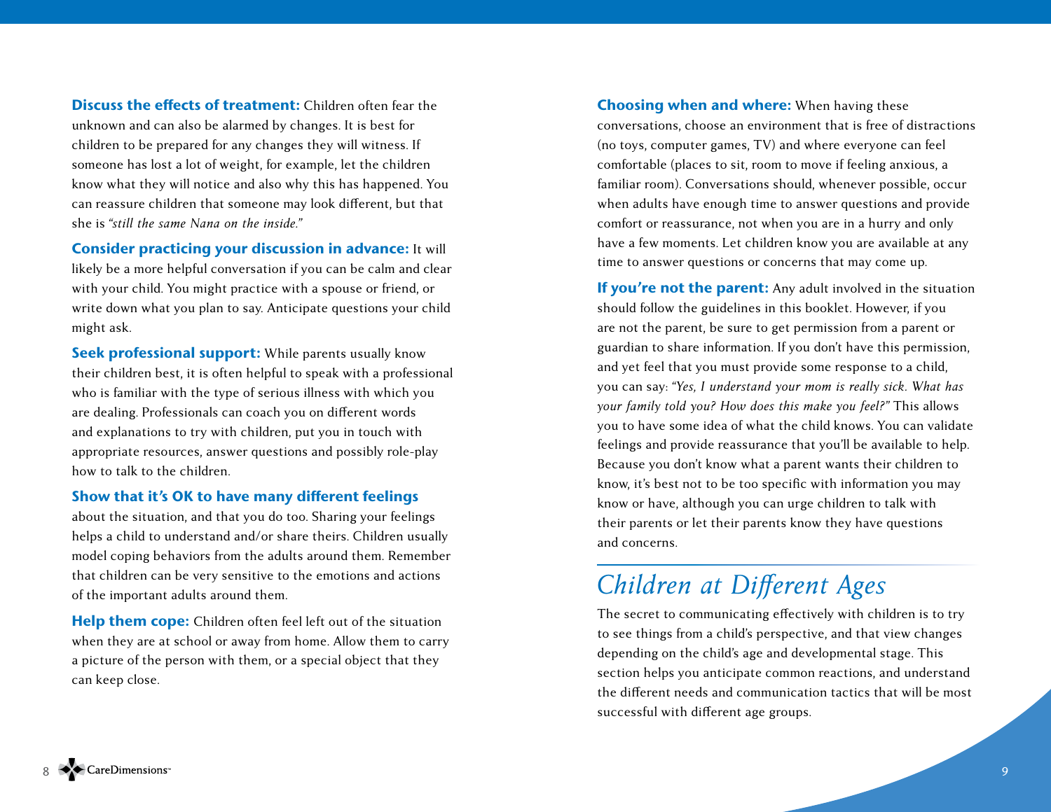**Discuss the effects of treatment:** Children often fear the unknown and can also be alarmed by changes. It is best for children to be prepared for any changes they will witness. If someone has lost a lot of weight, for example, let the children know what they will notice and also why this has happened. You can reassure children that someone may look different, but that she is *"still the same Nana on the inside."*

**Consider practicing your discussion in advance:** It will likely be a more helpful conversation if you can be calm and clear with your child. You might practice with a spouse or friend, or write down what you plan to say. Anticipate questions your child might ask.

**Seek professional support:** While parents usually know their children best, it is often helpful to speak with a professional who is familiar with the type of serious illness with which you are dealing. Professionals can coach you on different words and explanations to try with children, put you in touch with appropriate resources, answer questions and possibly role-play how to talk to the children.

**Show that it's OK to have many different feelings** about the situation, and that you do too. Sharing your feelings helps a child to understand and/or share theirs. Children usually model coping behaviors from the adults around them. Remember that children can be very sensitive to the emotions and actions of the important adults around them.

**Help them cope:** Children often feel left out of the situation when they are at school or away from home. Allow them to carry a picture of the person with them, or a special object that they can keep close.

**Choosing when and where:** When having these conversations, choose an environment that is free of distractions (no toys, computer games, TV) and where everyone can feel comfortable (places to sit, room to move if feeling anxious, a familiar room). Conversations should, whenever possible, occur when adults have enough time to answer questions and provide comfort or reassurance, not when you are in a hurry and only have a few moments. Let children know you are available at any time to answer questions or concerns that may come up.

**If you're not the parent:** Any adult involved in the situation should follow the guidelines in this booklet. However, if you are not the parent, be sure to get permission from a parent or guardian to share information. If you don't have this permission, and yet feel that you must provide some response to a child, you can say: *"Yes, I understand your mom is really sick. What has your family told you? How does this make you feel?"* This allows you to have some idea of what the child knows. You can validate feelings and provide reassurance that you'll be available to help. Because you don't know what a parent wants their children to know, it's best not to be too specific with information you may know or have, although you can urge children to talk with their parents or let their parents know they have questions and concerns.

# *Children at Different Ages*

The secret to communicating effectively with children is to try to see things from a child's perspective, and that view changes depending on the child's age and developmental stage. This section helps you anticipate common reactions, and understand the different needs and communication tactics that will be most successful with different age groups.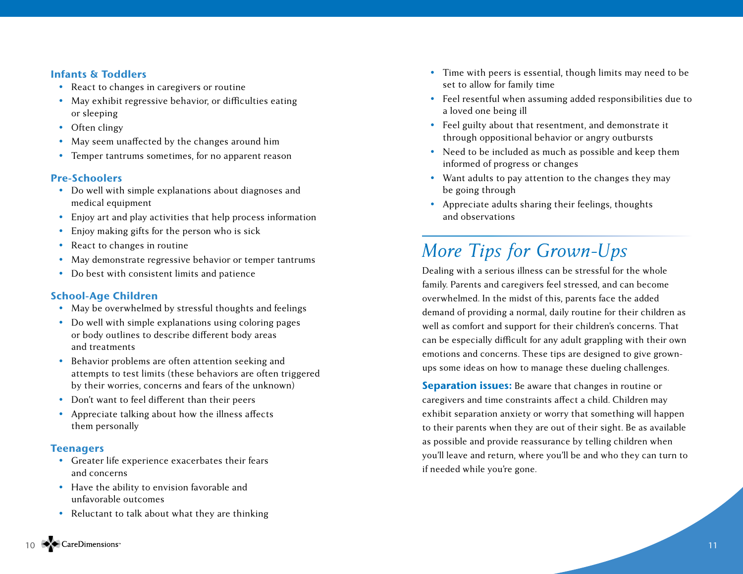### Infants & Toddlers

- React to changes in caregivers or routine
- May exhibit regressive behavior, or difficulties eating or sleeping
- Often clingy
- May seem unaffected by the changes around him
- Temper tantrums sometimes, for no apparent reason

### Pre-Schoolers

- Do well with simple explanations about diagnoses and medical equipment
- Enjoy art and play activities that help process information
- Enjoy making gifts for the person who is sick
- React to changes in routine
- May demonstrate regressive behavior or temper tantrums
- Do best with consistent limits and patience

### School-Age Children

- May be overwhelmed by stressful thoughts and feelings
- Do well with simple explanations using coloring pages or body outlines to describe different body areas and treatments
- Behavior problems are often attention seeking and attempts to test limits (these behaviors are often triggered by their worries, concerns and fears of the unknown)
- Don't want to feel different than their peers
- Appreciate talking about how the illness affects them personally

### Teenagers

- Greater life experience exacerbates their fears and concerns
- Have the ability to envision favorable and unfavorable outcomes
- Reluctant to talk about what they are thinking
- Time with peers is essential, though limits may need to be set to allow for family time
- Feel resentful when assuming added responsibilities due to a loved one being ill
- Feel guilty about that resentment, and demonstrate it through oppositional behavior or angry outbursts
- Need to be included as much as possible and keep them informed of progress or changes
- Want adults to pay attention to the changes they may be going through
- Appreciate adults sharing their feelings, thoughts and observations

## *More Tips for Grown-Ups*

Dealing with a serious illness can be stressful for the whole family. Parents and caregivers feel stressed, and can become overwhelmed. In the midst of this, parents face the added demand of providing a normal, daily routine for their children as well as comfort and support for their children's concerns. That can be especially difficult for any adult grappling with their own emotions and concerns. These tips are designed to give grown-ups some ideas on how to manage these dueling challenges.

**Separation issues:** Be aware that changes in routine or caregivers and time constraints affect a child. Children may exhibit separation anxiety or worry that something will happen to their parents when they are out of their sight. Be as available as possible and provide reassurance by telling children when you'll leave and return, where you'll be and who they can turn to if needed while you're gone.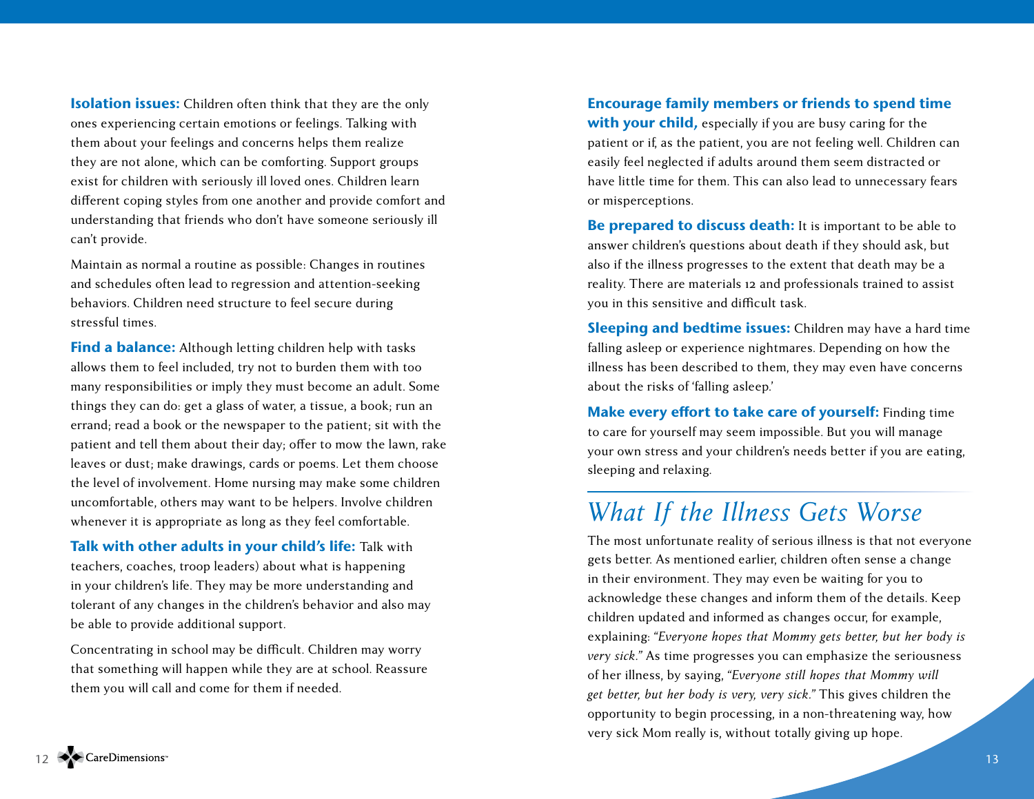**Isolation issues:** Children often think that they are the only ones experiencing certain emotions or feelings. Talking with them about your feelings and concerns helps them realize they are not alone, which can be comforting. Support groups exist for children with seriously ill loved ones. Children learn different coping styles from one another and provide comfort and understanding that friends who don't have someone seriously ill can't provide.

Maintain as normal a routine as possible: Changes in routines and schedules often lead to regression and attention-seeking behaviors. Children need structure to feel secure during stressful times.

**Find a balance:** Although letting children help with tasks allows them to feel included, try not to burden them with too many responsibilities or imply they must become an adult. Some things they can do: get a glass of water, a tissue, a book; run an errand; read a book or the newspaper to the patient; sit with the patient and tell them about their day; offer to mow the lawn, rake leaves or dust; make drawings, cards or poems. Let them choose the level of involvement. Home nursing may make some children uncomfortable, others may want to be helpers. Involve children whenever it is appropriate as long as they feel comfortable.

**Talk with other adults in your child's life:** Talk with teachers, coaches, troop leaders) about what is happening in your children's life. They may be more understanding and tolerant of any changes in the children's behavior and also may be able to provide additional support.

Concentrating in school may be difficult. Children may worry that something will happen while they are at school. Reassure them you will call and come for them if needed.

**Encourage family members or friends to spend time with your child,** especially if you are busy caring for the patient or if, as the patient, you are not feeling well. Children can easily feel neglected if adults around them seem distracted or have little time for them. This can also lead to unnecessary fears or misperceptions.

**Be prepared to discuss death:** It is important to be able to answer children's questions about death if they should ask, but also if the illness progresses to the extent that death may be a reality. There are materials 12 and professionals trained to assist you in this sensitive and difficult task.

**Sleeping and bedtime issues:** Children may have a hard time falling asleep or experience nightmares. Depending on how the illness has been described to them, they may even have concerns about the risks of 'falling asleep.'

**Make every effort to take care of yourself:** Finding time to care for yourself may seem impossible. But you will manage your own stress and your children's needs better if you are eating, sleeping and relaxing.

## *What If the Illness Gets Worse*

The most unfortunate reality of serious illness is that not everyone gets better. As mentioned earlier, children often sense a change in their environment. They may even be waiting for you to acknowledge these changes and inform them of the details. Keep children updated and informed as changes occur, for example, explaining: *"Everyone hopes that Mommy gets better, but her body is very sick."* As time progresses you can emphasize the seriousness of her illness, by saying, *"Everyone still hopes that Mommy will get better, but her body is very, very sick."* This gives children the opportunity to begin processing, in a non-threatening way, how very sick Mom really is, without totally giving up hope.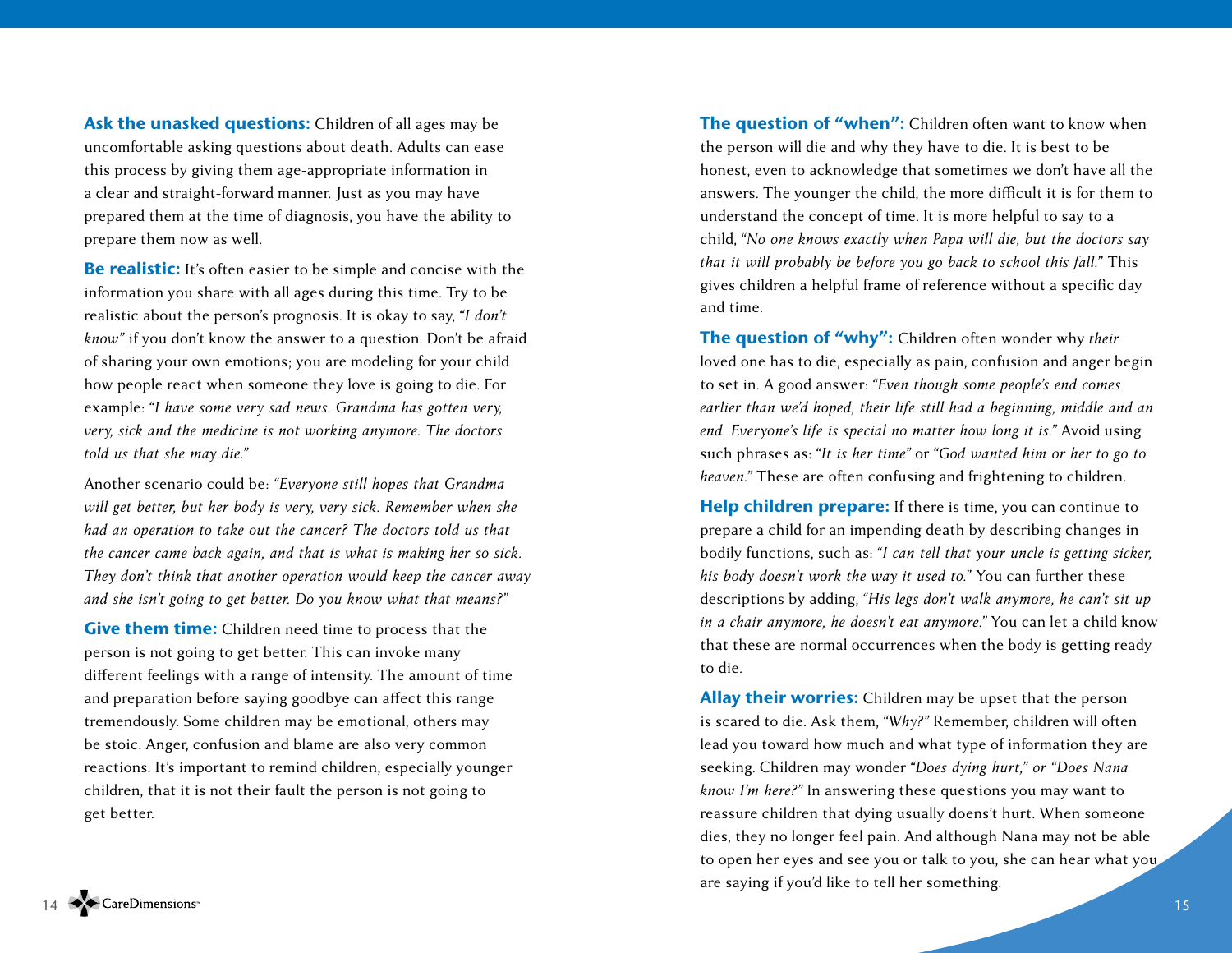**Ask the unasked questions:** Children of all ages may be uncomfortable asking questions about death. Adults can ease this process by giving them age-appropriate information in a clear and straight-forward manner. Just as you may have prepared them at the time of diagnosis, you have the ability to prepare them now as well.

**Be realistic:** It's often easier to be simple and concise with the information you share with all ages during this time. Try to be realistic about the person's prognosis. It is okay to say, *"I don't know"* if you don't know the answer to a question. Don't be afraid of sharing your own emotions; you are modeling for your child how people react when someone they love is going to die. For example: *"I have some very sad news. Grandma has gotten very, very, sick and the medicine is not working anymore. The doctors told us that she may die."*

Another scenario could be: *"Everyone still hopes that Grandma will get better, but her body is very, very sick. Remember when she had an operation to take out the cancer? The doctors told us that the cancer came back again, and that is what is making her so sick. They don't think that another operation would keep the cancer away and she isn't going to get better. Do you know what that means?"*

**Give them time:** Children need time to process that the person is not going to get better. This can invoke many different feelings with a range of intensity. The amount of time and preparation before saying goodbye can affect this range tremendously. Some children may be emotional, others may be stoic. Anger, confusion and blame are also very common reactions. It's important to remind children, especially younger children, that it is not their fault the person is not going to get better.

**The question of "when":** Children often want to know when the person will die and why they have to die. It is best to be honest, even to acknowledge that sometimes we don't have all the answers. The younger the child, the more difficult it is for them to understand the concept of time. It is more helpful to say to a child, *"No one knows exactly when Papa will die, but the doctors say that it will probably be before you go back to school this fall."* This gives children a helpful frame of reference without a specific day and time.

**The question of "why":** Children often wonder why *their* loved one has to die, especially as pain, confusion and anger begin to set in. A good answer: *"Even though some people's end comes earlier than we'd hoped, their life still had a beginning, middle and an end. Everyone's life is special no matter how long it is."* Avoid using such phrases as: *"It is her time"* or *"God wanted him or her to go to heaven."* These are often confusing and frightening to children.

**Help children prepare:** If there is time, you can continue to prepare a child for an impending death by describing changes in bodily functions, such as: *"I can tell that your uncle is getting sicker, his body doesn't work the way it used to."* You can further these descriptions by adding, *"His legs don't walk anymore, he can't sit up in a chair anymore, he doesn't eat anymore."* You can let a child know that these are normal occurrences when the body is getting ready to die.

**Allay their worries:** Children may be upset that the person is scared to die. Ask them, *"Why?"* Remember, children will often lead you toward how much and what type of information they are seeking. Children may wonder *"Does dying hurt," or "Does Nana know I'm here?"* In answering these questions you may want to reassure children that dying usually doens't hurt. When someone dies, they no longer feel pain. And although Nana may not be able to open her eyes and see you or talk to you, she can hear what you are saying if you'd like to tell her something.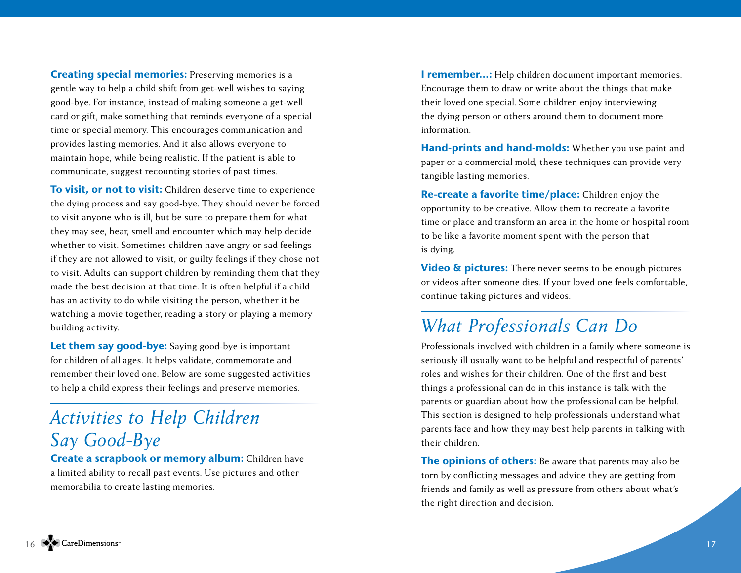**Creating special memories:** Preserving memories is a gentle way to help a child shift from get-well wishes to saying good-bye. For instance, instead of making someone a get-well card or gift, make something that reminds everyone of a special time or special memory. This encourages communication and provides lasting memories. And it also allows everyone to maintain hope, while being realistic. If the patient is able to communicate, suggest recounting stories of past times.

**To visit, or not to visit:** Children deserve time to experience the dying process and say good-bye. They should never be forced to visit anyone who is ill, but be sure to prepare them for what they may see, hear, smell and encounter which may help decide whether to visit. Sometimes children have angry or sad feelings if they are not allowed to visit, or guilty feelings if they chose not to visit. Adults can support children by reminding them that they made the best decision at that time. It is often helpful if a child has an activity to do while visiting the person, whether it be watching a movie together, reading a story or playing a memory building activity.

**Let them say good-bye:** Saying good-bye is important for children of all ages. It helps validate, commemorate and remember their loved one. Below are some suggested activities to help a child express their feelings and preserve memories.

## *Activities to Help Children Say Good-Bye*

**Create a scrapbook or memory album:** Children have a limited ability to recall past events. Use pictures and other memorabilia to create lasting memories.

**I remember…:** Help children document important memories. Encourage them to draw or write about the things that make their loved one special. Some children enjoy interviewing the dying person or others around them to document more information.

**Hand-prints and hand-molds:** Whether you use paint and paper or a commercial mold, these techniques can provide very tangible lasting memories.

**Re-create a favorite time/place:** Children enjoy the opportunity to be creative. Allow them to recreate a favorite time or place and transform an area in the home or hospital room to be like a favorite moment spent with the person that is dying.

**Video & pictures:** There never seems to be enough pictures or videos after someone dies. If your loved one feels comfortable, continue taking pictures and videos.

## *What Professionals Can Do*

Professionals involved with children in a family where someone is seriously ill usually want to be helpful and respectful of parents' roles and wishes for their children. One of the first and best things a professional can do in this instance is talk with the parents or guardian about how the professional can be helpful. This section is designed to help professionals understand what parents face and how they may best help parents in talking with their children.

**The opinions of others:** Be aware that parents may also be torn by conflicting messages and advice they are getting from friends and family as well as pressure from others about what's the right direction and decision.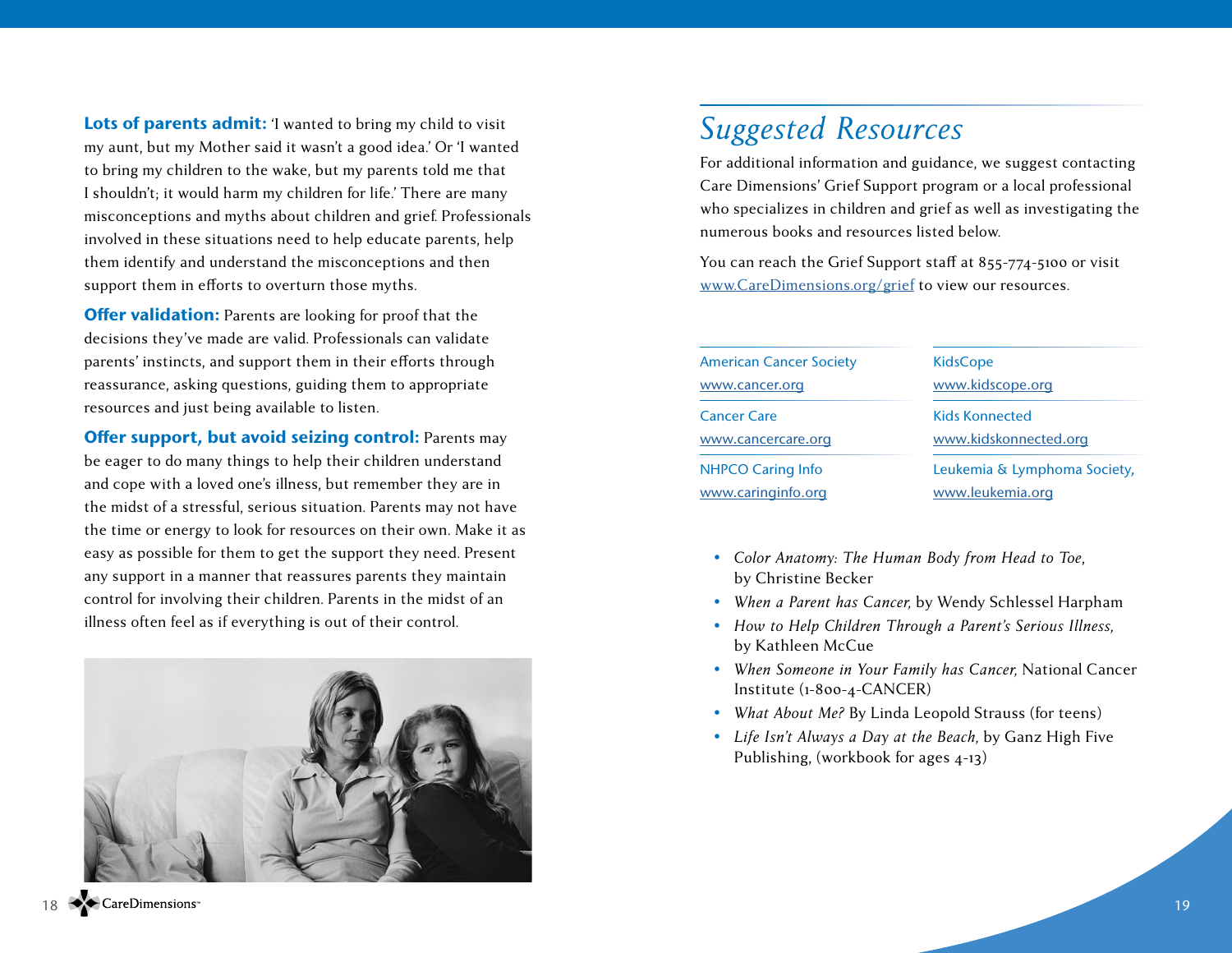**Lots of parents admit:** 'I wanted to bring my child to visit my aunt, but my Mother said it wasn't a good idea.' Or 'I wanted to bring my children to the wake, but my parents told me that I shouldn't; it would harm my children for life.' There are many misconceptions and myths about children and grief. Professionals involved in these situations need to help educate parents, help them identify and understand the misconceptions and then support them in efforts to overturn those myths.

**Offer validation:** Parents are looking for proof that the decisions they've made are valid. Professionals can validate parents' instincts, and support them in their efforts through reassurance, asking questions, guiding them to appropriate resources and just being available to listen.

**Offer support, but avoid seizing control:** Parents may be eager to do many things to help their children understand and cope with a loved one's illness, but remember they are in the midst of a stressful, serious situation. Parents may not have the time or energy to look for resources on their own. Make it as easy as possible for them to get the support they need. Present any support in a manner that reassures parents they maintain control for involving their children. Parents in the midst of an illness often feel as if everything is out of their control.

## *Suggested Resources*

For additional information and guidance, we suggest contacting Care Dimensions' Grief Support program or a local professional who specializes in children and grief as well as investigating the numerous books and resources listed below.

You can reach the Grief Support staff at 855-774-5100 or visit www.CareDimensions.org/grief to view our resources.

| | |
|---|---|
| American Cancer Society<br>www.cancer.org | KidsCope<br>www.kidscope.org |
| Cancer Care<br>www.cancercare.org | Kids Konnected<br>www.kidskonnected.org |
| NHPCO Caring Info<br>www.caringinfo.org | Leukemia & Lymphoma Society,<br>www.leukemia.org |

- *Color Anatomy: The Human Body from Head to Toe,* by Christine Becker
- *When a Parent has Cancer,* by Wendy Schlessel Harpham
- *How to Help Children Through a Parent's Serious Illness,* by Kathleen McCue
- *When Someone in Your Family has Cancer,* National Cancer Institute (1-800-4-CANCER)
- *What About Me?* By Linda Leopold Strauss (for teens)
- *Life Isn't Always a Day at the Beach,* by Ganz High Five Publishing, (workbook for ages 4-13)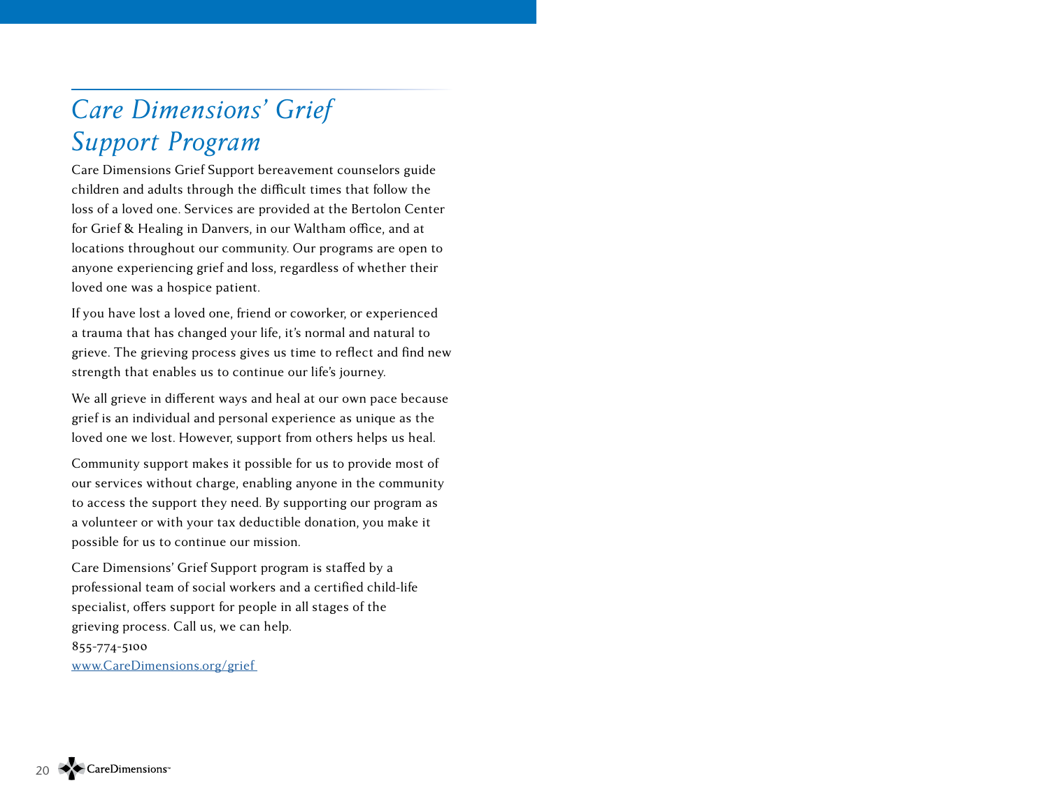# *Care Dimensions' Grief Support Program*

Care Dimensions Grief Support bereavement counselors guide children and adults through the difficult times that follow the loss of a loved one. Services are provided at the Bertolon Center for Grief & Healing in Danvers, in our Waltham office, and at locations throughout our community. Our programs are open to anyone experiencing grief and loss, regardless of whether their loved one was a hospice patient.

If you have lost a loved one, friend or coworker, or experienced a trauma that has changed your life, it's normal and natural to grieve. The grieving process gives us time to reflect and find new strength that enables us to continue our life's journey.

We all grieve in different ways and heal at our own pace because grief is an individual and personal experience as unique as the loved one we lost. However, support from others helps us heal.

Community support makes it possible for us to provide most of our services without charge, enabling anyone in the community to access the support they need. By supporting our program as a volunteer or with your tax deductible donation, you make it possible for us to continue our mission.

Care Dimensions' Grief Support program is staffed by a professional team of social workers and a certified child-life specialist, offers support for people in all stages of the grieving process. Call us, we can help.
855-774-5100
www.CareDimensions.org/grief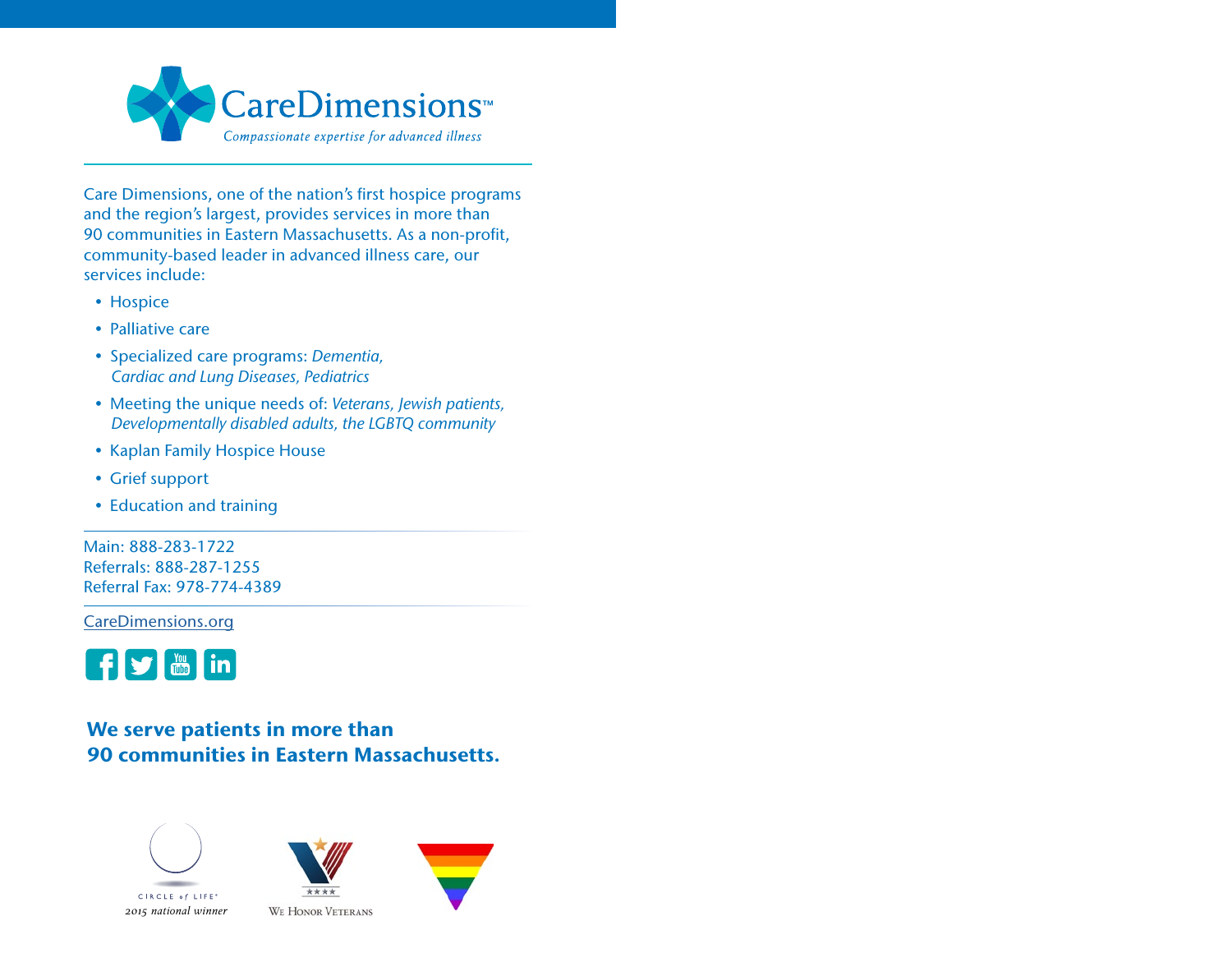# CareDimensions™

*Compassionate expertise for advanced illness*

Care Dimensions, one of the nation's first hospice programs and the region's largest, provides services in more than 90 communities in Eastern Massachusetts. As a non-profit, community-based leader in advanced illness care, our services include:

- Hospice
- Palliative care
- Specialized care programs: *Dementia, Cardiac and Lung Diseases, Pediatrics*
- Meeting the unique needs of: *Veterans, Jewish patients, Developmentally disabled adults, the LGBTQ community*
- Kaplan Family Hospice House
- Grief support
- Education and training

Main: 888-283-1722
Referrals: 888-287-1255
Referral Fax: 978-774-4389

CareDimensions.org

**We serve patients in more than 90 communities in Eastern Massachusetts.**

CIRCLE of LIFE®
*2015 national winner*

We Honor Veterans